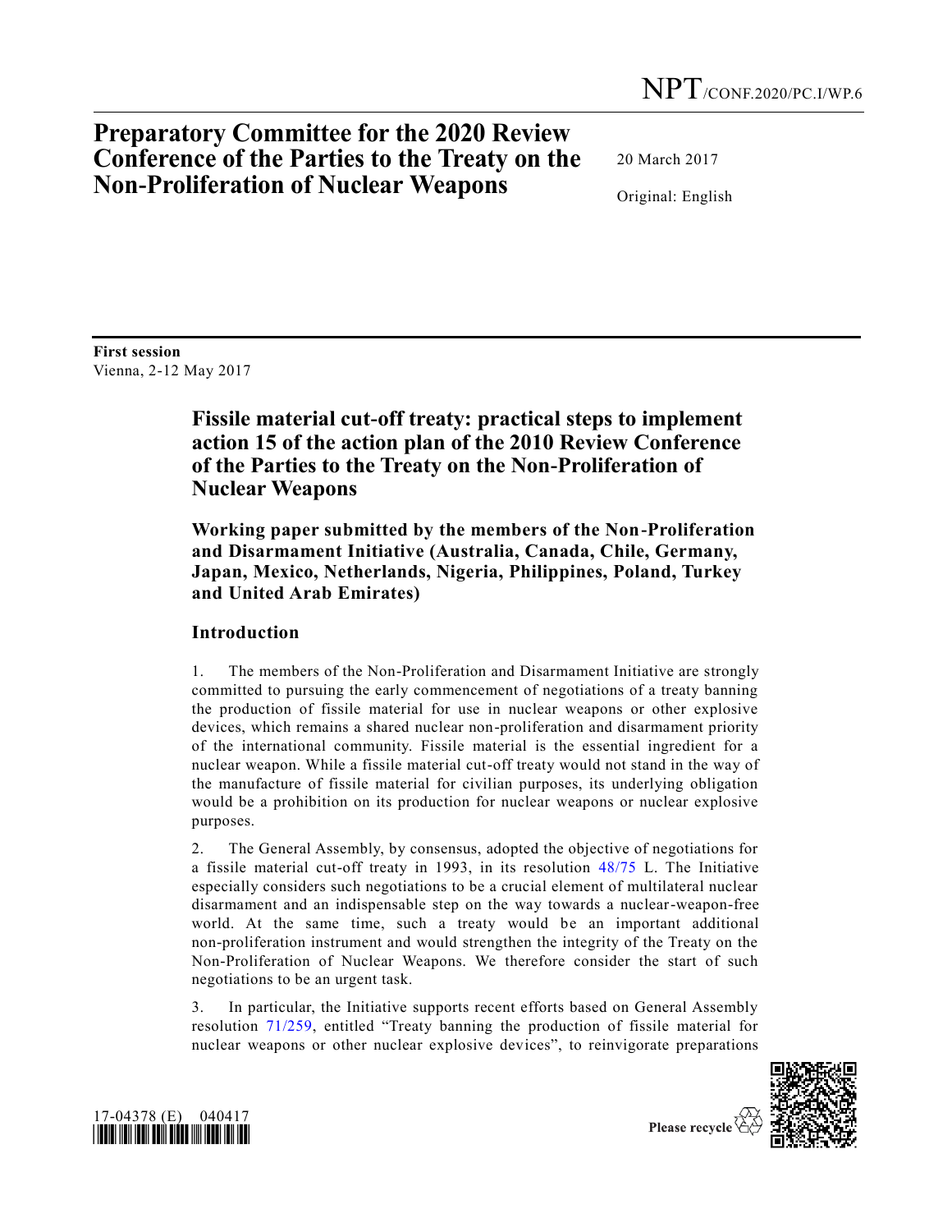NPT/CONF.2020/PC.I/WP.6

# Preparatory Committee for the 2020 Review Conference of the Parties to the Treaty on the Non-Proliferation of Nuclear Weapons

20 March 2017

Original: English

**First session**
Vienna, 2-12 May 2017

## Fissile material cut-off treaty: practical steps to implement action 15 of the action plan of the 2010 Review Conference of the Parties to the Treaty on the Non-Proliferation of Nuclear Weapons

### Working paper submitted by the members of the Non-Proliferation and Disarmament Initiative (Australia, Canada, Chile, Germany, Japan, Mexico, Netherlands, Nigeria, Philippines, Poland, Turkey and United Arab Emirates)

### Introduction

1. The members of the Non-Proliferation and Disarmament Initiative are strongly committed to pursuing the early commencement of negotiations of a treaty banning the production of fissile material for use in nuclear weapons or other explosive devices, which remains a shared nuclear non-proliferation and disarmament priority of the international community. Fissile material is the essential ingredient for a nuclear weapon. While a fissile material cut-off treaty would not stand in the way of the manufacture of fissile material for civilian purposes, its underlying obligation would be a prohibition on its production for nuclear weapons or nuclear explosive purposes.

2. The General Assembly, by consensus, adopted the objective of negotiations for a fissile material cut-off treaty in 1993, in its resolution 48/75 L. The Initiative especially considers such negotiations to be a crucial element of multilateral nuclear disarmament and an indispensable step on the way towards a nuclear-weapon-free world. At the same time, such a treaty would be an important additional non-proliferation instrument and would strengthen the integrity of the Treaty on the Non-Proliferation of Nuclear Weapons. We therefore consider the start of such negotiations to be an urgent task.

3. In particular, the Initiative supports recent efforts based on General Assembly resolution 71/259, entitled "Treaty banning the production of fissile material for nuclear weapons or other nuclear explosive devices", to reinvigorate preparations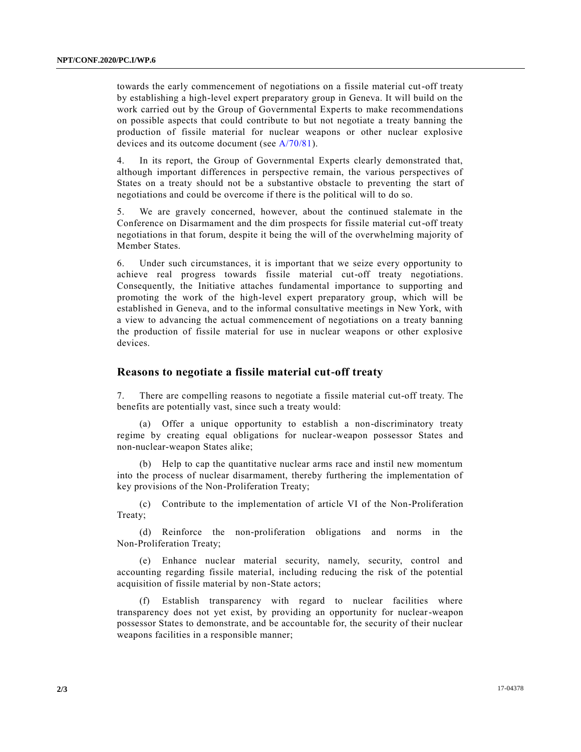towards the early commencement of negotiations on a fissile material cut-off treaty by establishing a high-level expert preparatory group in Geneva. It will build on the work carried out by the Group of Governmental Experts to make recommendations on possible aspects that could contribute to but not negotiate a treaty banning the production of fissile material for nuclear weapons or other nuclear explosive devices and its outcome document (see A/70/81).

4. In its report, the Group of Governmental Experts clearly demonstrated that, although important differences in perspective remain, the various perspectives of States on a treaty should not be a substantive obstacle to preventing the start of negotiations and could be overcome if there is the political will to do so.

5. We are gravely concerned, however, about the continued stalemate in the Conference on Disarmament and the dim prospects for fissile material cut-off treaty negotiations in that forum, despite it being the will of the overwhelming majority of Member States.

6. Under such circumstances, it is important that we seize every opportunity to achieve real progress towards fissile material cut-off treaty negotiations. Consequently, the Initiative attaches fundamental importance to supporting and promoting the work of the high-level expert preparatory group, which will be established in Geneva, and to the informal consultative meetings in New York, with a view to advancing the actual commencement of negotiations on a treaty banning the production of fissile material for use in nuclear weapons or other explosive devices.

## Reasons to negotiate a fissile material cut-off treaty

7. There are compelling reasons to negotiate a fissile material cut-off treaty. The benefits are potentially vast, since such a treaty would:

(a) Offer a unique opportunity to establish a non-discriminatory treaty regime by creating equal obligations for nuclear-weapon possessor States and non-nuclear-weapon States alike;

(b) Help to cap the quantitative nuclear arms race and instil new momentum into the process of nuclear disarmament, thereby furthering the implementation of key provisions of the Non-Proliferation Treaty;

(c) Contribute to the implementation of article VI of the Non-Proliferation Treaty;

(d) Reinforce the non-proliferation obligations and norms in the Non-Proliferation Treaty;

(e) Enhance nuclear material security, namely, security, control and accounting regarding fissile material, including reducing the risk of the potential acquisition of fissile material by non-State actors;

(f) Establish transparency with regard to nuclear facilities where transparency does not yet exist, by providing an opportunity for nuclear-weapon possessor States to demonstrate, and be accountable for, the security of their nuclear weapons facilities in a responsible manner;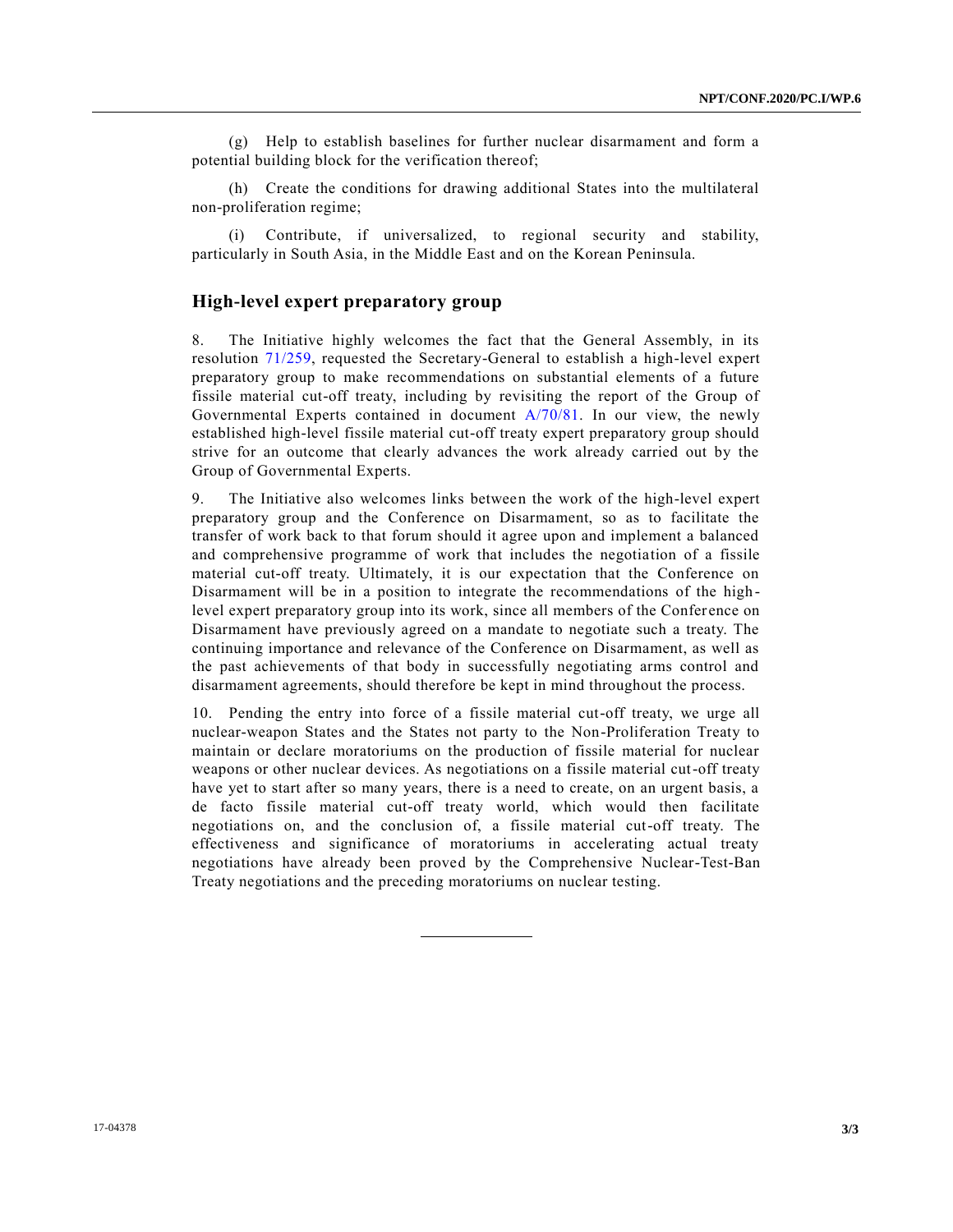(g) Help to establish baselines for further nuclear disarmament and form a potential building block for the verification thereof;

(h) Create the conditions for drawing additional States into the multilateral non-proliferation regime;

(i) Contribute, if universalized, to regional security and stability, particularly in South Asia, in the Middle East and on the Korean Peninsula.

## High-level expert preparatory group

8. The Initiative highly welcomes the fact that the General Assembly, in its resolution 71/259, requested the Secretary-General to establish a high-level expert preparatory group to make recommendations on substantial elements of a future fissile material cut-off treaty, including by revisiting the report of the Group of Governmental Experts contained in document A/70/81. In our view, the newly established high-level fissile material cut-off treaty expert preparatory group should strive for an outcome that clearly advances the work already carried out by the Group of Governmental Experts.

9. The Initiative also welcomes links between the work of the high-level expert preparatory group and the Conference on Disarmament, so as to facilitate the transfer of work back to that forum should it agree upon and implement a balanced and comprehensive programme of work that includes the negotiation of a fissile material cut-off treaty. Ultimately, it is our expectation that the Conference on Disarmament will be in a position to integrate the recommendations of the high-level expert preparatory group into its work, since all members of the Conference on Disarmament have previously agreed on a mandate to negotiate such a treaty. The continuing importance and relevance of the Conference on Disarmament, as well as the past achievements of that body in successfully negotiating arms control and disarmament agreements, should therefore be kept in mind throughout the process.

10. Pending the entry into force of a fissile material cut-off treaty, we urge all nuclear-weapon States and the States not party to the Non-Proliferation Treaty to maintain or declare moratoriums on the production of fissile material for nuclear weapons or other nuclear devices. As negotiations on a fissile material cut-off treaty have yet to start after so many years, there is a need to create, on an urgent basis, a de facto fissile material cut-off treaty world, which would then facilitate negotiations on, and the conclusion of, a fissile material cut-off treaty. The effectiveness and significance of moratoriums in accelerating actual treaty negotiations have already been proved by the Comprehensive Nuclear-Test-Ban Treaty negotiations and the preceding moratoriums on nuclear testing.